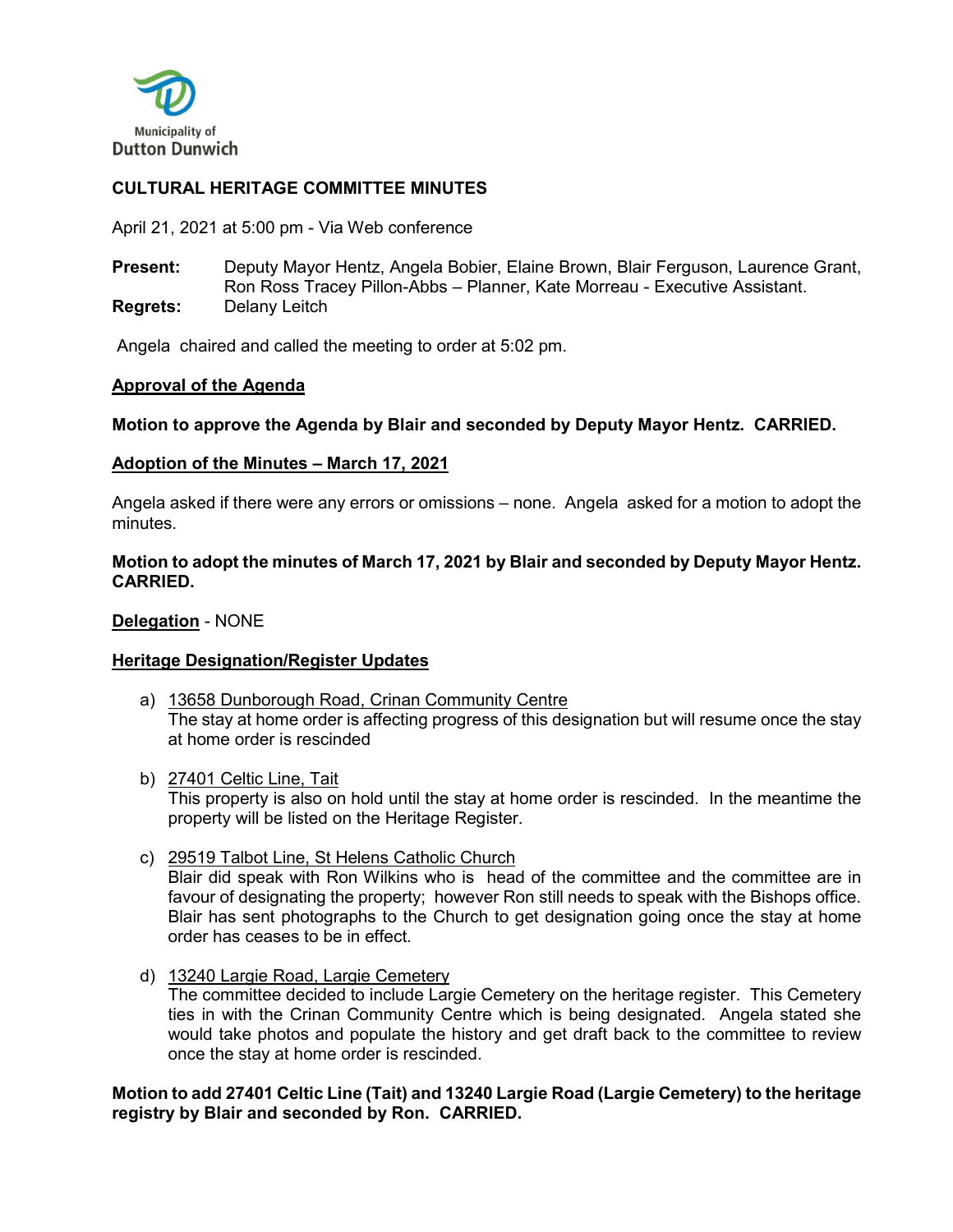Municipality of
Dutton Dunwich

# CULTURAL HERITAGE COMMITTEE MINUTES

April 21, 2021 at 5:00 pm - Via Web conference

**Present:** Deputy Mayor Hentz, Angela Bobier, Elaine Brown, Blair Ferguson, Laurence Grant, Ron Ross Tracey Pillon-Abbs – Planner, Kate Morreau - Executive Assistant.
**Regrets:** Delany Leitch

Angela chaired and called the meeting to order at 5:02 pm.

**Approval of the Agenda**

**Motion to approve the Agenda by Blair and seconded by Deputy Mayor Hentz. CARRIED.**

**Adoption of the Minutes – March 17, 2021**

Angela asked if there were any errors or omissions – none. Angela asked for a motion to adopt the minutes.

**Motion to adopt the minutes of March 17, 2021 by Blair and seconded by Deputy Mayor Hentz. CARRIED.**

**Delegation** - NONE

**Heritage Designation/Register Updates**

a) 13658 Dunborough Road, Crinan Community Centre
   The stay at home order is affecting progress of this designation but will resume once the stay at home order is rescinded

b) 27401 Celtic Line, Tait
   This property is also on hold until the stay at home order is rescinded. In the meantime the property will be listed on the Heritage Register.

c) 29519 Talbot Line, St Helens Catholic Church
   Blair did speak with Ron Wilkins who is head of the committee and the committee are in favour of designating the property; however Ron still needs to speak with the Bishops office. Blair has sent photographs to the Church to get designation going once the stay at home order has ceases to be in effect.

d) 13240 Largie Road, Largie Cemetery
   The committee decided to include Largie Cemetery on the heritage register. This Cemetery ties in with the Crinan Community Centre which is being designated. Angela stated she would take photos and populate the history and get draft back to the committee to review once the stay at home order is rescinded.

**Motion to add 27401 Celtic Line (Tait) and 13240 Largie Road (Largie Cemetery) to the heritage registry by Blair and seconded by Ron. CARRIED.**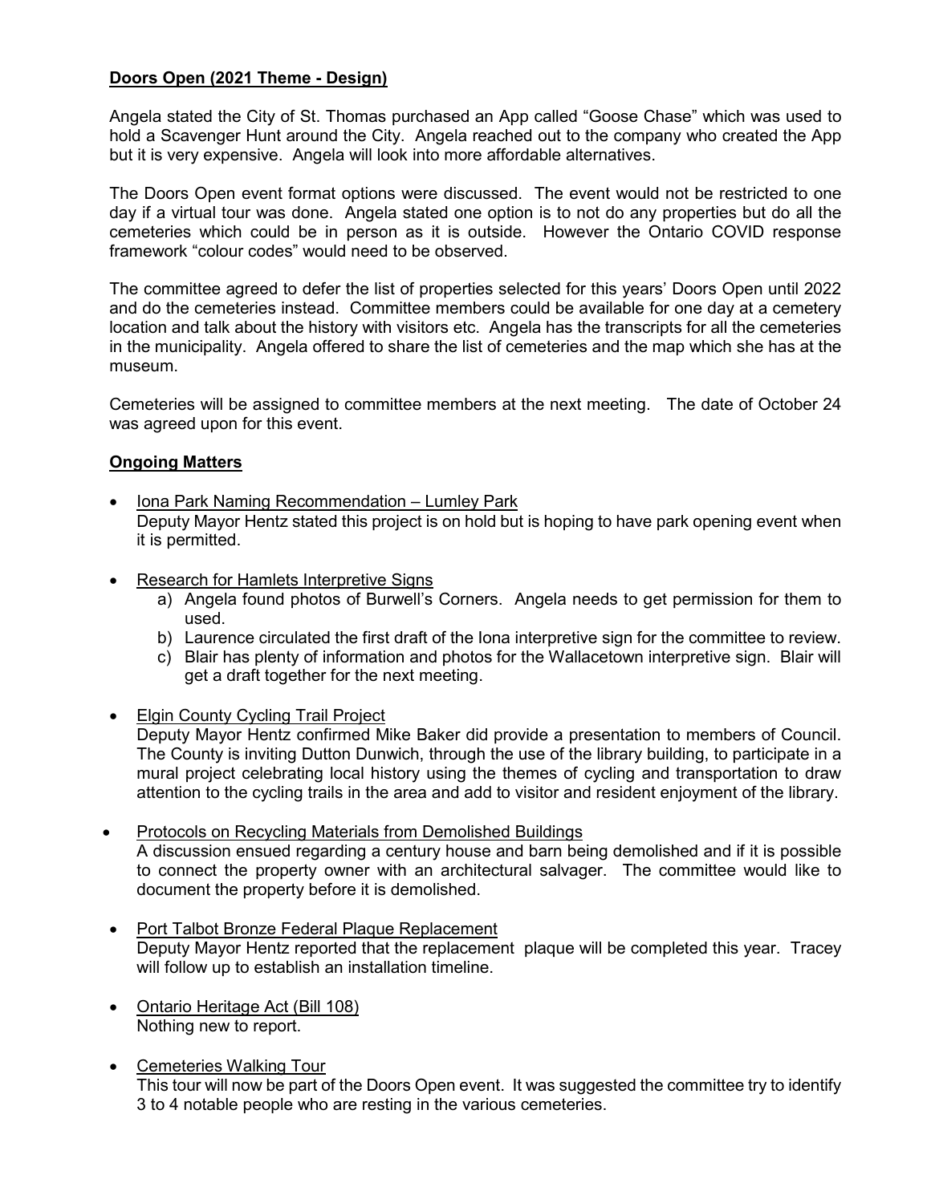**Doors Open (2021 Theme - Design)**

Angela stated the City of St. Thomas purchased an App called "Goose Chase" which was used to hold a Scavenger Hunt around the City. Angela reached out to the company who created the App but it is very expensive. Angela will look into more affordable alternatives.

The Doors Open event format options were discussed. The event would not be restricted to one day if a virtual tour was done. Angela stated one option is to not do any properties but do all the cemeteries which could be in person as it is outside. However the Ontario COVID response framework "colour codes" would need to be observed.

The committee agreed to defer the list of properties selected for this years' Doors Open until 2022 and do the cemeteries instead. Committee members could be available for one day at a cemetery location and talk about the history with visitors etc. Angela has the transcripts for all the cemeteries in the municipality. Angela offered to share the list of cemeteries and the map which she has at the museum.

Cemeteries will be assigned to committee members at the next meeting. The date of October 24 was agreed upon for this event.

**Ongoing Matters**

- Iona Park Naming Recommendation – Lumley Park
  Deputy Mayor Hentz stated this project is on hold but is hoping to have park opening event when it is permitted.

- Research for Hamlets Interpretive Signs
  a) Angela found photos of Burwell's Corners. Angela needs to get permission for them to used.
  b) Laurence circulated the first draft of the Iona interpretive sign for the committee to review.
  c) Blair has plenty of information and photos for the Wallacetown interpretive sign. Blair will get a draft together for the next meeting.

- Elgin County Cycling Trail Project
  Deputy Mayor Hentz confirmed Mike Baker did provide a presentation to members of Council. The County is inviting Dutton Dunwich, through the use of the library building, to participate in a mural project celebrating local history using the themes of cycling and transportation to draw attention to the cycling trails in the area and add to visitor and resident enjoyment of the library.

- Protocols on Recycling Materials from Demolished Buildings
  A discussion ensued regarding a century house and barn being demolished and if it is possible to connect the property owner with an architectural salvager. The committee would like to document the property before it is demolished.

- Port Talbot Bronze Federal Plaque Replacement
  Deputy Mayor Hentz reported that the replacement plaque will be completed this year. Tracey will follow up to establish an installation timeline.

- Ontario Heritage Act (Bill 108)
  Nothing new to report.

- Cemeteries Walking Tour
  This tour will now be part of the Doors Open event. It was suggested the committee try to identify 3 to 4 notable people who are resting in the various cemeteries.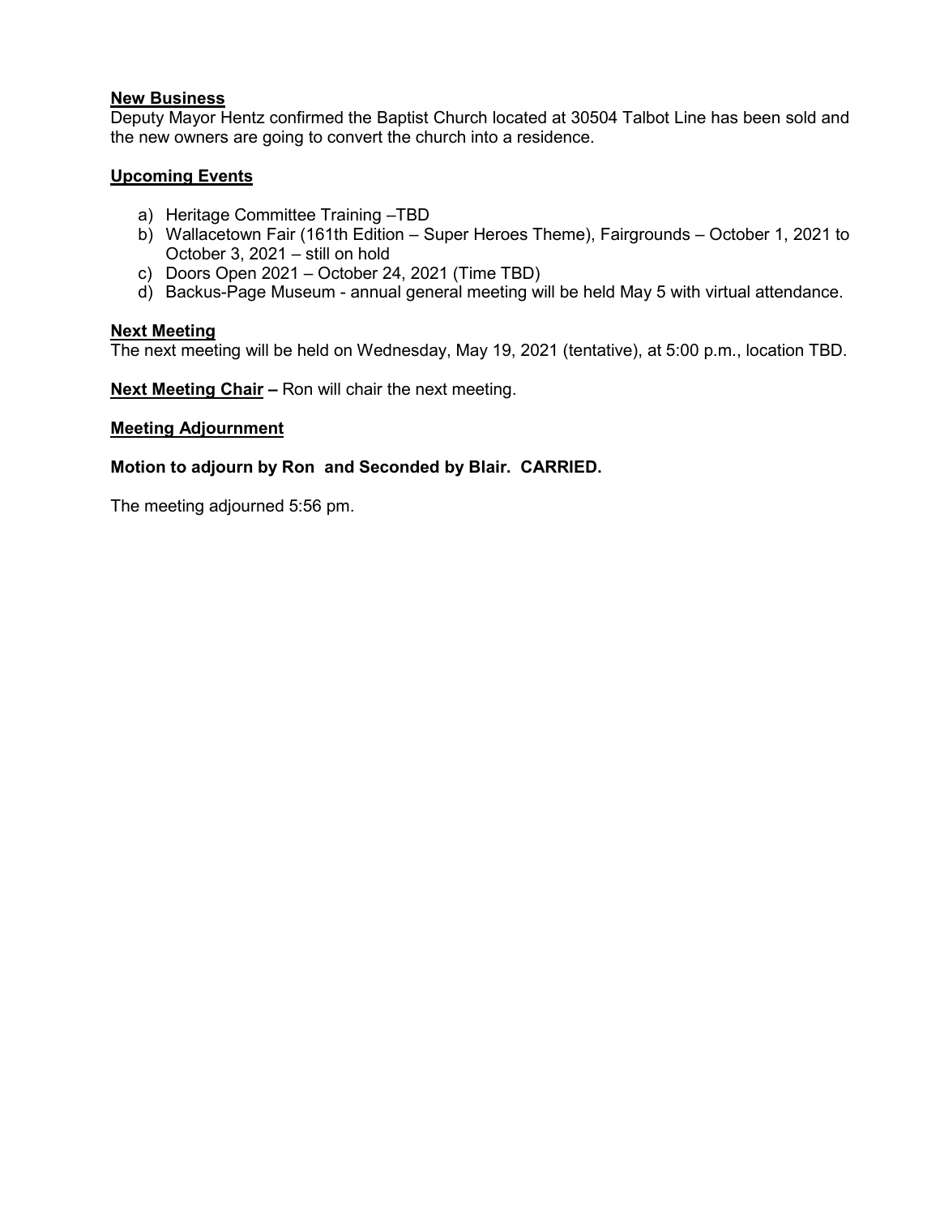**New Business**

Deputy Mayor Hentz confirmed the Baptist Church located at 30504 Talbot Line has been sold and the new owners are going to convert the church into a residence.

**Upcoming Events**

a) Heritage Committee Training –TBD
b) Wallacetown Fair (161th Edition – Super Heroes Theme), Fairgrounds – October 1, 2021 to October 3, 2021 – still on hold
c) Doors Open 2021 – October 24, 2021 (Time TBD)
d) Backus-Page Museum - annual general meeting will be held May 5 with virtual attendance.

**Next Meeting**

The next meeting will be held on Wednesday, May 19, 2021 (tentative), at 5:00 p.m., location TBD.

**Next Meeting Chair –** Ron will chair the next meeting.

**Meeting Adjournment**

**Motion to adjourn by Ron and Seconded by Blair. CARRIED.**

The meeting adjourned 5:56 pm.